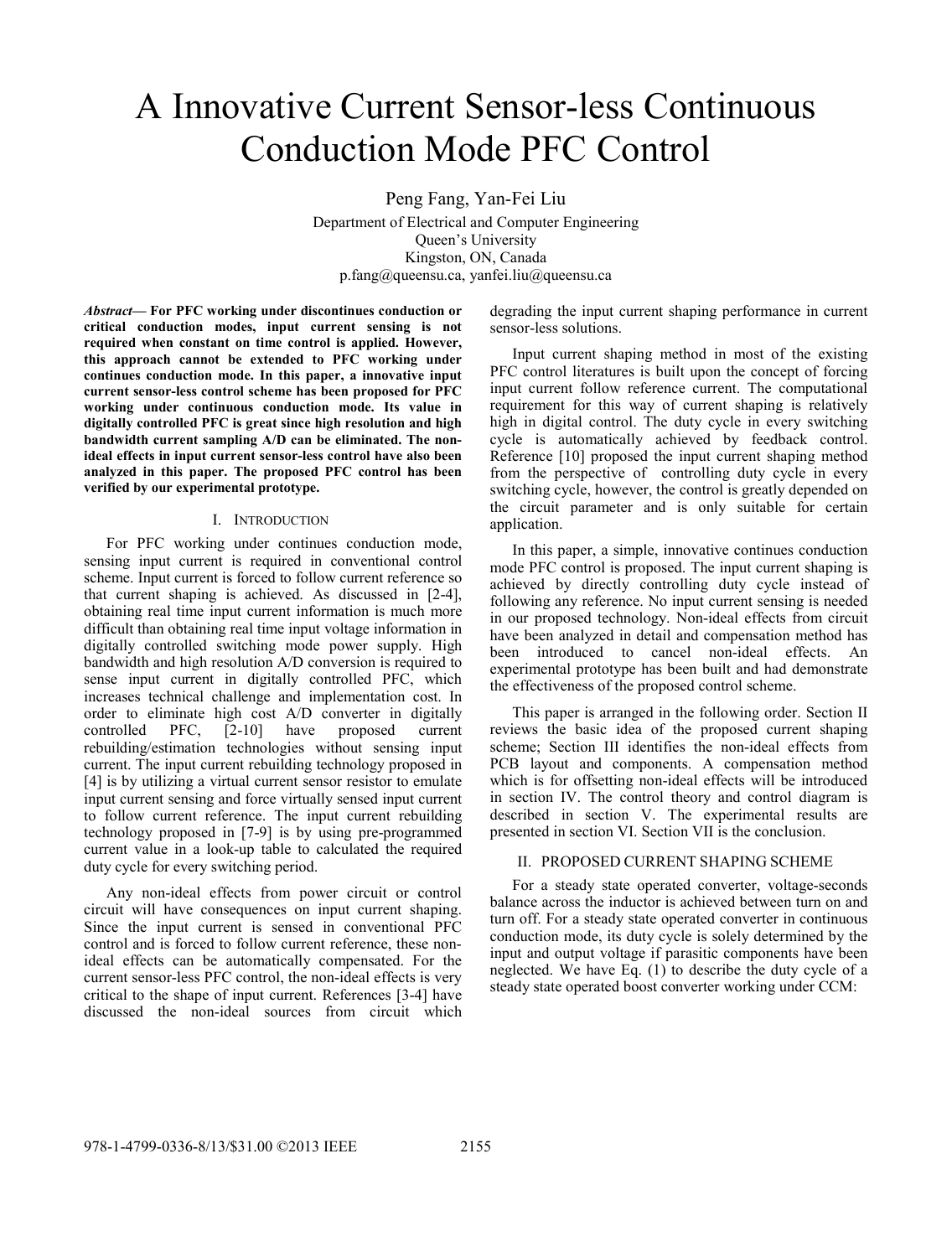# A Innovative Current Sensor-less Continuous Conduction Mode PFC Control

Peng Fang, Yan-Fei Liu

Department of Electrical and Computer Engineering
Queen's University
Kingston, ON, Canada
p.fang@queensu.ca, yanfei.liu@queensu.ca

***Abstract*— For PFC working under discontinues conduction or critical conduction modes, input current sensing is not required when constant on time control is applied. However, this approach cannot be extend to PFC working under continues conduction mode. In this paper, a innovative input current sensor-less control scheme has been proposed for PFC working under continuous conduction mode. Its value in digitally controlled PFC is great since high resolution and high bandwidth current sampling A/D can be eliminated. The non-ideal effects in input current sensor-less control have also been analyzed in this paper. The proposed PFC control has been verified by our experimental prototype.**

## I. Introduction

For PFC working under continues conduction mode, sensing input current is required in conventional control scheme. Input current is forced to follow current reference so that current shaping is achieved. As discussed in [2-4], obtaining real time input current information is much more difficult than obtaining real time input voltage information in digitally controlled switching mode power supply. High bandwidth and high resolution A/D conversion is required to sense input current in digitally controlled PFC, which increases technical challenge and implementation cost. In order to eliminate high cost A/D converter in digitally controlled PFC, [2-10] have proposed current rebuilding/estimation technologies without sensing input current. The input current rebuilding technology proposed in [4] is by utilizing a virtual current sensor resistor to emulate input current sensing and force virtually sensed input current to follow current reference. The input current rebuilding technology proposed in [7-9] is by using pre-programmed current value in a look-up table to calculated the required duty cycle for every switching period.

Any non-ideal effects from power circuit or control circuit will have consequences on input current shaping. Since the input current is sensed in conventional PFC control and is forced to follow current reference, these non-ideal effects can be automatically compensated. For the current sensor-less PFC control, the non-ideal effects is very critical to the shape of input current. References [3-4] have discussed the non-ideal sources from circuit which degrading the input current shaping performance in current sensor-less solutions.

Input current shaping method in most of the existing PFC control literatures is built upon the concept of forcing input current follow reference current. The computational requirement for this way of current shaping is relatively high in digital control. The duty cycle in every switching cycle is automatically achieved by feedback control. Reference [10] proposed the input current shaping method from the perspective of controlling duty cycle in every switching cycle, however, the control is greatly depended on the circuit parameter and is only suitable for certain application.

In this paper, a simple, innovative continues conduction mode PFC control is proposed. The input current shaping is achieved by directly controlling duty cycle instead of following any reference. No input current sensing is needed in our proposed technology. Non-ideal effects from circuit have been analyzed in detail and compensation method has been introduced to cancel non-ideal effects. An experimental prototype has been built and had demonstrate the effectiveness of the proposed control scheme.

This paper is arranged in the following order. Section II reviews the basic idea of the proposed current shaping scheme; Section III identifies the non-ideal effects from PCB layout and components. A compensation method which is for offsetting non-ideal effects will be introduced in section IV. The control theory and control diagram is described in section V. The experimental results are presented in section VI. Section VII is the conclusion.

## II. Proposed Current Shaping Scheme

For a steady state operated converter, voltage-seconds balance across the inductor is achieved between turn on and turn off. For a steady state operated converter in continuous conduction mode, its duty cycle is solely determined by the input and output voltage if parasitic components have been neglected. We have Eq. (1) to describe the duty cycle of a steady state operated boost converter working under CCM: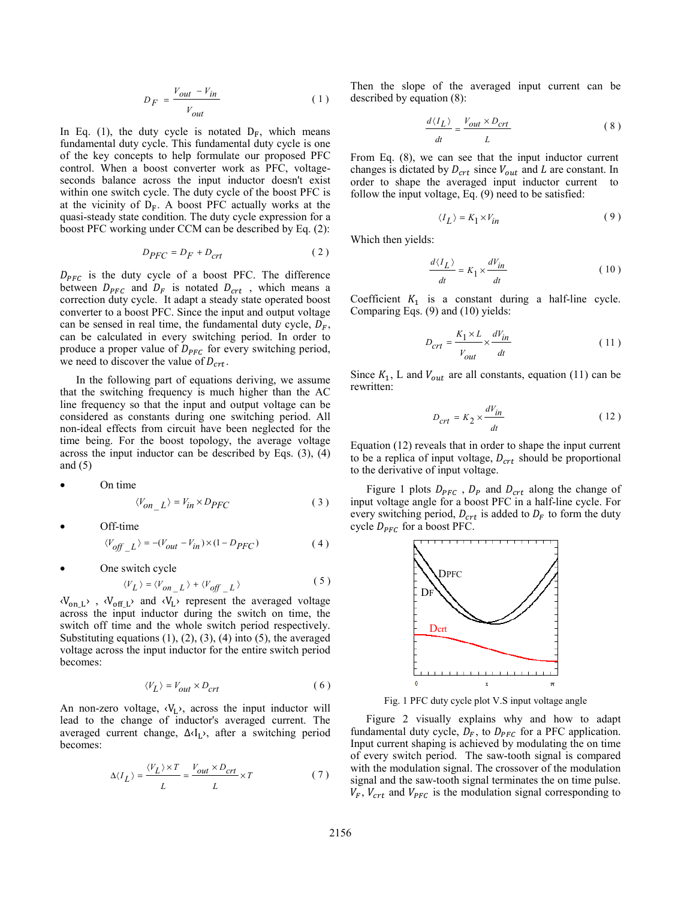$$D_F = \frac{V_{out} - V_{in}}{V_{out}} \tag{1}$$

In Eq. (1), the duty cycle is notated $D_F$, which means fundamental duty cycle. This fundamental duty cycle is one of the key concepts to help formulate our proposed PFC control. When a boost converter work as PFC, voltage-seconds balance across the input inductor doesn't exist within one switch cycle. The duty cycle of the boost PFC is at the vicinity of $D_F$. A boost PFC actually works at the quasi-steady state condition. The duty cycle expression for a boost PFC working under CCM can be described by Eq. (2):

$$D_{PFC} = D_F + D_{crt} \tag{2}$$

$D_{PFC}$ is the duty cycle of a boost PFC. The difference between $D_{PFC}$ and $D_F$ is notated $D_{crt}$ , which means a correction duty cycle. It adapt a steady state operated boost converter to a boost PFC. Since the input and output voltage can be sensed in real time, the fundamental duty cycle, $D_F$, can be calculated in every switching period. In order to produce a proper value of $D_{PFC}$ for every switching period, we need to discover the value of $D_{crt}$.

In the following part of equations deriving, we assume that the switching frequency is much higher than the AC line frequency so that the input and output voltage can be considered as constants during one switching period. All non-ideal effects from circuit have been neglected for the time being. For the boost topology, the average voltage across the input inductor can be described by Eqs. (3), (4) and (5)

- On time

$$\langle V_{on\_L} \rangle = V_{in} \times D_{PFC} \tag{3}$$

- Off-time

$$\langle V_{off\_L} \rangle = -(V_{out} - V_{in}) \times (1 - D_{PFC}) \tag{4}$$

- One switch cycle

$$\langle V_L \rangle = \langle V_{on\_L} \rangle + \langle V_{off\_L} \rangle \tag{5}$$

$\langle V_{on\_L} \rangle$ , $\langle V_{off\_L} \rangle$ and $\langle V_L \rangle$ represent the averaged voltage across the input inductor during the switch on time, the switch off time and the whole switch period respectively. Substituting equations (1), (2), (3), (4) into (5), the averaged voltage across the input inductor for the entire switch period becomes:

$$\langle V_L \rangle = V_{out} \times D_{crt} \tag{6}$$

An non-zero voltage, $\langle V_L \rangle$, across the input inductor will lead to the change of inductor's averaged current. The averaged current change, $\Delta\langle I_L \rangle$, after a switching period becomes:

$$\Delta\langle I_L \rangle = \frac{\langle V_L \rangle \times T}{L} = \frac{V_{out} \times D_{crt}}{L} \times T \tag{7}$$

Then the slope of the averaged input current can be described by equation (8):

$$\frac{d\langle I_L \rangle}{dt} = \frac{V_{out} \times D_{crt}}{L} \tag{8}$$

From Eq. (8), we can see that the input inductor current changes is dictated by $D_{crt}$ since $V_{out}$ and $L$ are constant. In order to shape the averaged input inductor current to follow the input voltage, Eq. (9) need to be satisfied:

$$\langle I_L \rangle = K_1 \times V_{in} \tag{9}$$

Which then yields:

$$\frac{d\langle I_L \rangle}{dt} = K_1 \times \frac{dV_{in}}{dt} \tag{10}$$

Coefficient $K_1$ is a constant during a half-line cycle. Comparing Eqs. (9) and (10) yields:

$$D_{crt} = \frac{K_1 \times L}{V_{out}} \times \frac{dV_{in}}{dt} \tag{11}$$

Since $K_1$, L and $V_{out}$ are all constants, equation (11) can be rewritten:

$$D_{crt} = K_2 \times \frac{dV_{in}}{dt} \tag{12}$$

Equation (12) reveals that in order to shape the input current to be a replica of input voltage, $D_{crt}$ should be proportional to the derivative of input voltage.

Figure 1 plots $D_{PFC}$ , $D_P$ and $D_{crt}$ along the change of input voltage angle for a boost PFC in a half-line cycle. For every switching period, $D_{crt}$ is added to $D_F$ to form the duty cycle $D_{PFC}$ for a boost PFC.

Fig. 1 PFC duty cycle plot V.S input voltage angle

Figure 2 visually explains why and how to adapt fundamental duty cycle, $D_F$, to $D_{PFC}$ for a PFC application. Input current shaping is achieved by modulating the on time of every switch period. The saw-tooth signal is compared with the modulation signal. The crossover of the modulation signal and the saw-tooth signal terminates the on time pulse. $V_F$, $V_{crt}$ and $V_{PFC}$ is the modulation signal corresponding to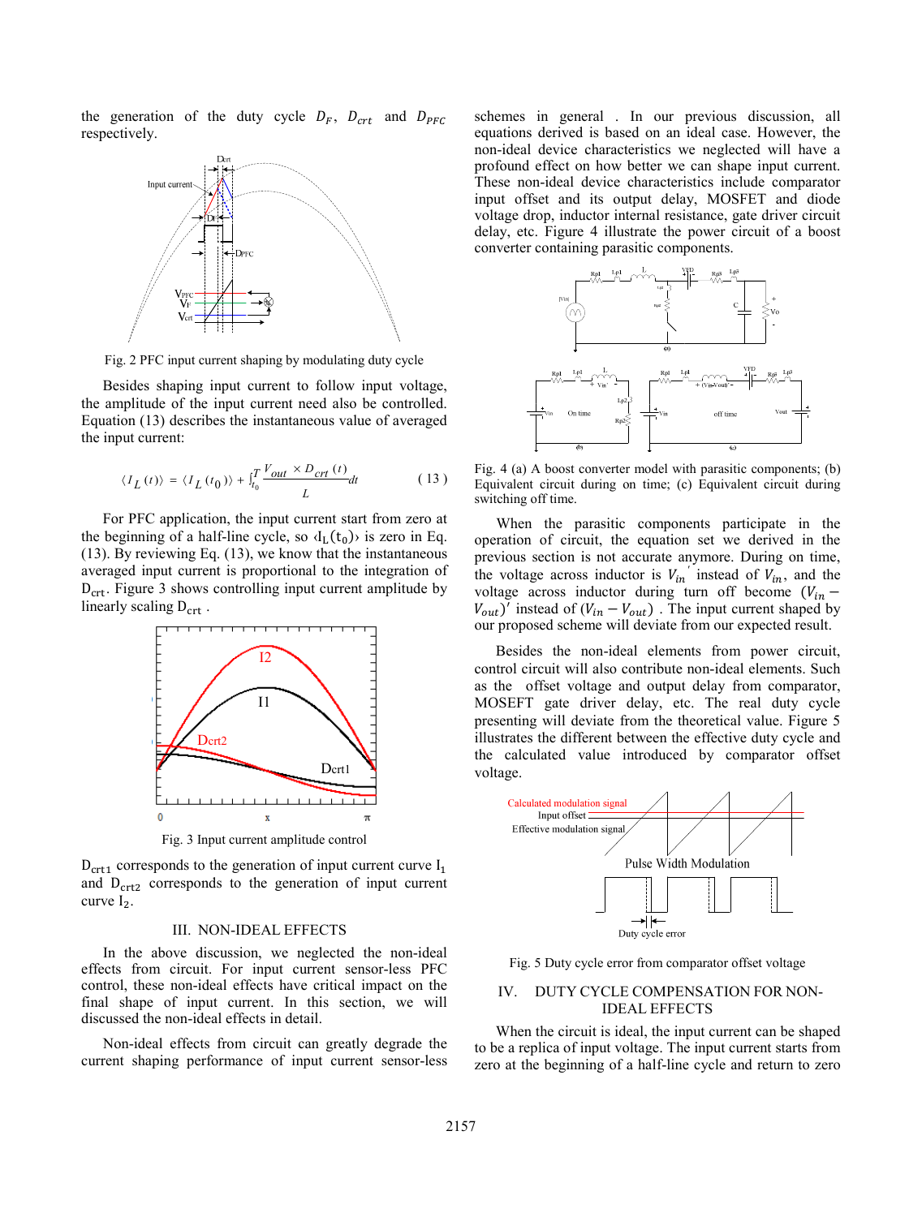the generation of the duty cycle $D_F$, $D_{crt}$ and $D_{PFC}$ respectively.

Fig. 2 PFC input current shaping by modulating duty cycle

Besides shaping input current to follow input voltage, the amplitude of the input current need also be controlled. Equation (13) describes the instantaneous value of averaged the input current:

$$\langle I_L(t)\rangle = \langle I_L(t_0)\rangle + \int_{t_0}^{T} \frac{V_{out} \times D_{crt}(t)}{L} dt \qquad (13)$$

For PFC application, the input current start from zero at the beginning of a half-line cycle, so $\langle I_L(t_0)\rangle$ is zero in Eq. (13). By reviewing Eq. (13), we know that the instantaneous averaged input current is proportional to the integration of $D_{crt}$. Figure 3 shows controlling input current amplitude by linearly scaling $D_{crt}$.

Fig. 3 Input current amplitude control

$D_{crt1}$ corresponds to the generation of input current curve $I_1$ and $D_{crt2}$ corresponds to the generation of input current curve $I_2$.

## III. NON-IDEAL EFFECTS

In the above discussion, we neglected the non-ideal effects from circuit. For input current sensor-less PFC control, these non-ideal effects have critical impact on the final shape of input current. In this section, we will discussed the non-ideal effects in detail.

Non-ideal effects from circuit can greatly degrade the current shaping performance of input current sensor-less schemes in general . In our previous discussion, all equations derived is based on an ideal case. However, the non-ideal device characteristics we neglected will have a profound effect on how better we can shape input current. These non-ideal device characteristics include comparator input offset and its output delay, MOSFET and diode voltage drop, inductor internal resistance, gate driver circuit delay, etc. Figure 4 illustrate the power circuit of a boost converter containing parasitic components.

Fig. 4 (a) A boost converter model with parasitic components; (b) Equivalent circuit during on time; (c) Equivalent circuit during switching off time.

When the parasitic components participate in the operation of circuit, the equation set we derived in the previous section is not accurate anymore. During on time, the voltage across inductor is $V_{in}{}'$ instead of $V_{in}$, and the voltage across inductor during turn off become $(V_{in} - V_{out})'$ instead of $(V_{in} - V_{out})$ . The input current shaped by our proposed scheme will deviate from our expected result.

Besides the non-ideal elements from power circuit, control circuit will also contribute non-ideal elements. Such as the offset voltage and output delay from comparator, MOSEFT gate driver delay, etc. The real duty cycle presenting will deviate from the theoretical value. Figure 5 illustrates the different between the effective duty cycle and the calculated value introduced by comparator offset voltage.

Fig. 5 Duty cycle error from comparator offset voltage

## IV. DUTY CYCLE COMPENSATION FOR NON-IDEAL EFFECTS

When the circuit is ideal, the input current can be shaped to be a replica of input voltage. The input current starts from zero at the beginning of a half-line cycle and return to zero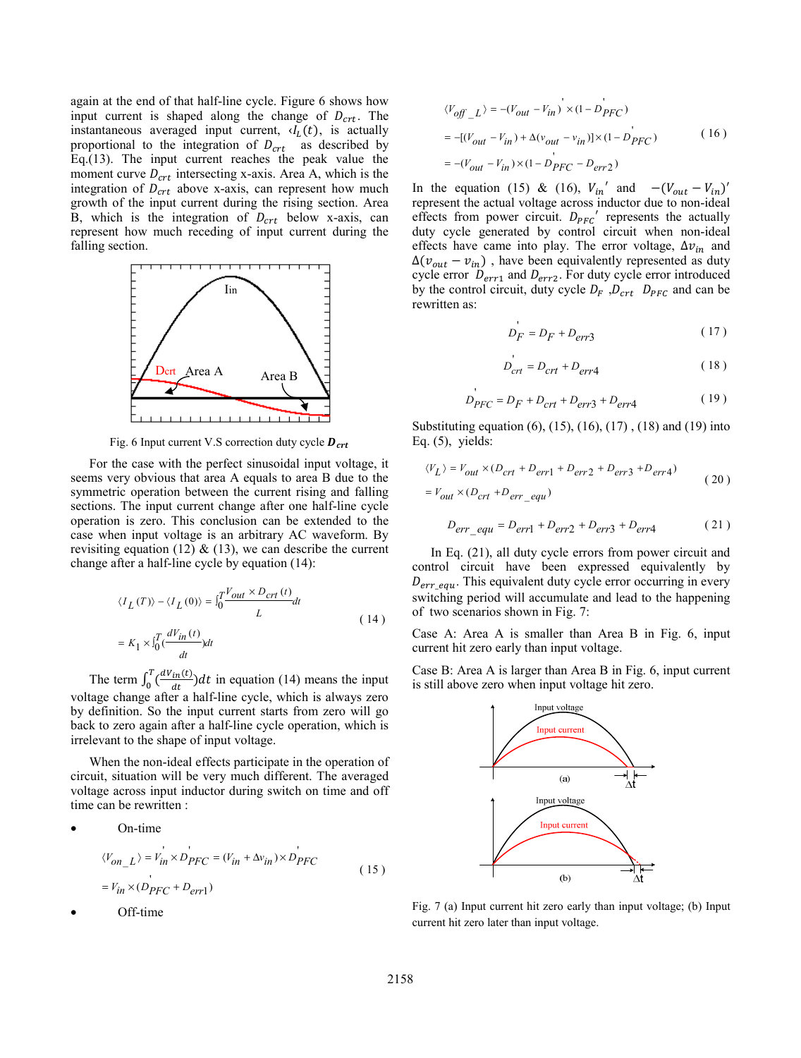again at the end of that half-line cycle. Figure 6 shows how input current is shaped along the change of $D_{crt}$. The instantaneous averaged input current, $\langle I_L(t)$, is actually proportional to the integration of $D_{crt}$ as described by Eq.(13). The input current reaches the peak value the moment curve $D_{crt}$ intersecting x-axis. Area A, which is the integration of $D_{crt}$ above x-axis, can represent how much growth of the input current during the rising section. Area B, which is the integration of $D_{crt}$ below x-axis, can represent how much receding of input current during the falling section.

Fig. 6 Input current V.S correction duty cycle $\boldsymbol{D_{crt}}$

For the case with the perfect sinusoidal input voltage, it seems very obvious that area A equals to area B due to the symmetric operation between the current rising and falling sections. The input current change after one half-line cycle operation is zero. This conclusion can be extended to the case when input voltage is an arbitrary AC waveform. By revisiting equation (12) & (13), we can describe the current change after a half-line cycle by equation (14):

$$\langle I_L(T)\rangle - \langle I_L(0)\rangle = \int_0^T \frac{V_{out}\times D_{crt}(t)}{L}dt$$
$$= K_1 \times \int_0^T \left(\frac{dV_{in}(t)}{dt}\right)dt \quad (14)$$

The term $\int_0^T \left(\frac{dV_{in}(t)}{dt}\right)dt$ in equation (14) means the input voltage change after a half-line cycle, which is always zero by definition. So the input current starts from zero will go back to zero again after a half-line cycle operation, which is irrelevant to the shape of input voltage.

When the non-ideal effects participate in the operation of circuit, situation will be very much different. The averaged voltage across input inductor during switch on time and off time can be rewritten :

- On-time

$$\langle V_{on\_L}\rangle = V_{in}' \times D_{PFC}' = (V_{in} + \Delta v_{in}) \times D_{PFC}'$$
$$= V_{in} \times (D_{PFC}' + D_{err1}) \quad (15)$$

- Off-time

$$\langle V_{off\_L}\rangle = -(V_{out} - V_{in})' \times (1 - D_{PFC}')$$
$$= -[(V_{out} - V_{in}) + \Delta(v_{out} - v_{in})] \times (1 - D_{PFC}') \quad (16)$$
$$= -(V_{out} - V_{in}) \times (1 - D_{PFC}' - D_{err2})$$

In the equation (15) & (16), $V_{in}'$ and $-(V_{out} - V_{in})'$ represent the actual voltage across inductor due to non-ideal effects from power circuit. $D_{PFC}'$ represents the actually duty cycle generated by control circuit when non-ideal effects have came into play. The error voltage, $\Delta v_{in}$ and $\Delta(v_{out} - v_{in})$, have been equivalently represented as duty cycle error $D_{err1}$ and $D_{err2}$. For duty cycle error introduced by the control circuit, duty cycle $D_F$, $D_{crt}$ $D_{PFC}$ and can be rewritten as:

$$D_F' = D_F + D_{err3} \quad (17)$$

$$D_{crt}' = D_{crt} + D_{err4} \quad (18)$$

$$D_{PFC}' = D_F + D_{crt} + D_{err3} + D_{err4} \quad (19)$$

Substituting equation (6), (15), (16), (17) , (18) and (19) into Eq. (5), yields:

$$\langle V_L\rangle = V_{out} \times (D_{crt} + D_{err1} + D_{err2} + D_{err3} + D_{err4})$$
$$= V_{out} \times (D_{crt} + D_{err\_equ}) \quad (20)$$

$$D_{err\_equ} = D_{err1} + D_{err2} + D_{err3} + D_{err4} \quad (21)$$

In Eq. (21), all duty cycle errors from power circuit and control circuit have been expressed equivalently by $D_{err\_equ}$. This equivalent duty cycle error occurring in every switching period will accumulate and lead to the happening of two scenarios shown in Fig. 7:

Case A: Area A is smaller than Area B in Fig. 6, input current hit zero early than input voltage.

Case B: Area A is larger than Area B in Fig. 6, input current is still above zero when input voltage hit zero.

Fig. 7 (a) Input current hit zero early than input voltage; (b) Input current hit zero later than input voltage.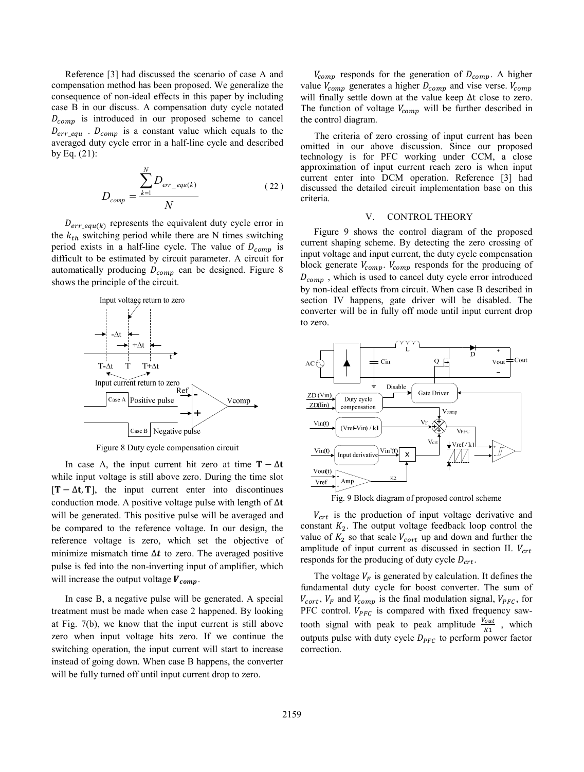Reference [3] had discussed the scenario of case A and compensation method has been proposed. We generalize the consequence of non-ideal effects in this paper by including case B in our discuss. A compensation duty cycle notated $D_{comp}$ is introduced in our proposed scheme to cancel $D_{err\_equ}$ . $D_{comp}$ is a constant value which equals to the averaged duty cycle error in a half-line cycle and described by Eq. (21):

$$D_{comp} = \frac{\sum_{k=1}^{N} D_{err\_equ(k)}}{N} \tag{22}$$

$D_{err\_equ(k)}$ represents the equivalent duty cycle error in the $k_{th}$ switching period while there are N times switching period exists in a half-line cycle. The value of $D_{comp}$ is difficult to be estimated by circuit parameter. A circuit for automatically producing $D_{comp}$ can be designed. Figure 8 shows the principle of the circuit.

Figure 8 Duty cycle compensation circuit

In case A, the input current hit zero at time $\mathbf{T} - \Delta\mathbf{t}$ while input voltage is still above zero. During the time slot $[\mathbf{T} - \Delta\mathbf{t}, \mathbf{T}]$, the input current enter into discontinues conduction mode. A positive voltage pulse with length of $\Delta\mathbf{t}$ will be generated. This positive pulse will be averaged and be compared to the reference voltage. In our design, the reference voltage is zero, which set the objective of minimize mismatch time $\Delta\boldsymbol{t}$ to zero. The averaged positive pulse is fed into the non-inverting input of amplifier, which will increase the output voltage $\boldsymbol{V_{comp}}$.

In case B, a negative pulse will be generated. A special treatment must be made when case 2 happened. By looking at Fig. 7(b), we know that the input current is still above zero when input voltage hits zero. If we continue the switching operation, the input current will start to increase instead of going down. When case B happens, the converter will be fully turned off until input current drop to zero.

$V_{comp}$ responds for the generation of $D_{comp}$. A higher value $V_{comp}$ generates a higher $D_{comp}$ and vise verse. $V_{comp}$ will finally settle down at the value keep $\Delta$t close to zero. The function of voltage $V_{comp}$ will be further described in the control diagram.

The criteria of zero crossing of input current has been omitted in our above discussion. Since our proposed technology is for PFC working under CCM, a close approximation of input current reach zero is when input current enter into DCM operation. Reference [3] had discussed the detailed circuit implementation base on this criteria.

## V. CONTROL THEORY

Figure 9 shows the control diagram of the proposed current shaping scheme. By detecting the zero crossing of input voltage and input current, the duty cycle compensation block generate $V_{comp}$. $V_{comp}$ responds for the producing of $D_{comp}$ , which is used to cancel duty cycle error introduced by non-ideal effects from circuit. When case B described in section IV happens, gate driver will be disabled. The converter will be in fully off mode until input current drop to zero.

Fig. 9 Block diagram of proposed control scheme

$V_{crt}$ is the production of input voltage derivative and constant $K_2$. The output voltage feedback loop control the value of $K_2$ so that scale $V_{cort}$ up and down and further the amplitude of input current as discussed in section II. $V_{crt}$ responds for the producing of duty cycle $D_{crt}$.

The voltage $V_F$ is generated by calculation. It defines the fundamental duty cycle for boost converter. The sum of $V_{cort}$, $V_F$ and $V_{comp}$ is the final modulation signal, $V_{PFC}$, for PFC control. $V_{PFC}$ is compared with fixed frequency saw-tooth signal with peak to peak amplitude $\frac{V_{out}}{K1}$ , which outputs pulse with duty cycle $D_{PFC}$ to perform power factor correction.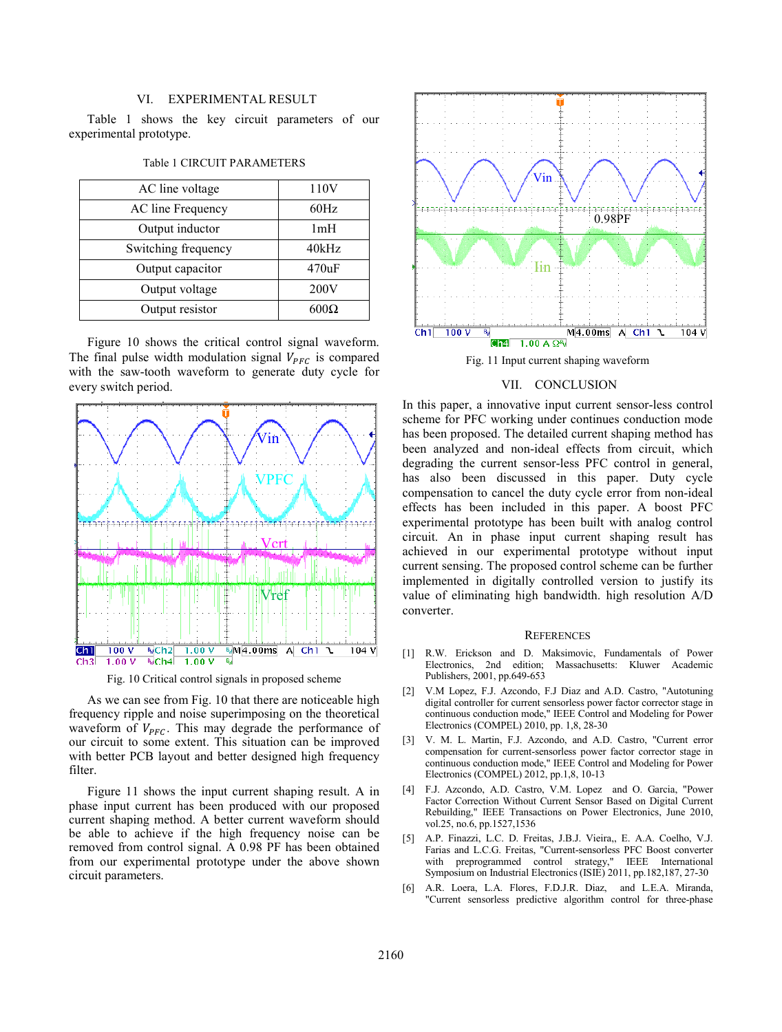## VI. EXPERIMENTAL RESULT

Table 1 shows the key circuit parameters of our experimental prototype.

Table 1 CIRCUIT PARAMETERS

| AC line voltage | 110V |
|---|---|
| AC line Frequency | 60Hz |
| Output inductor | 1mH |
| Switching frequency | 40kHz |
| Output capacitor | 470uF |
| Output voltage | 200V |
| Output resistor | 600Ω |

Figure 10 shows the critical control signal waveform. The final pulse width modulation signal $V_{PFC}$ is compared with the saw-tooth waveform to generate duty cycle for every switch period.

Fig. 10 Critical control signals in proposed scheme

As we can see from Fig. 10 that there are noticeable high frequency ripple and noise superimposing on the theoretical waveform of $V_{PFC}$. This may degrade the performance of our circuit to some extent. This situation can be improved with better PCB layout and better designed high frequency filter.

Figure 11 shows the input current shaping result. A in phase input current has been produced with our proposed current shaping method. A better current waveform should be able to achieve if the high frequency noise can be removed from control signal. A 0.98 PF has been obtained from our experimental prototype under the above shown circuit parameters.

Fig. 11 Input current shaping waveform

## VII. CONCLUSION

In this paper, a innovative input current sensor-less control scheme for PFC working under continues conduction mode has been proposed. The detailed current shaping method has been analyzed and non-ideal effects from circuit, which degrading the current sensor-less PFC control in general, has also been discussed in this paper. Duty cycle compensation to cancel the duty cycle error from non-ideal effects has been included in this paper. A boost PFC experimental prototype has been built with analog control circuit. An in phase input current shaping result has achieved in our experimental prototype without input current sensing. The proposed control scheme can be further implemented in digitally controlled version to justify its value of eliminating high bandwidth. high resolution A/D converter.

## REFERENCES

[1] R.W. Erickson and D. Maksimovic, Fundamentals of Power Electronics, 2nd edition; Massachusetts: Kluwer Academic Publishers, 2001, pp.649-653

[2] V.M Lopez, F.J. Azcondo, F.J Diaz and A.D. Castro, "Autotuning digital controller for current sensorless power factor corrector stage in continuous conduction mode," IEEE Control and Modeling for Power Electronics (COMPEL) 2010, pp. 1,8, 28-30

[3] V. M. L. Martin, F.J. Azcondo, and A.D. Castro, "Current error compensation for current-sensorless power factor corrector stage in continuous conduction mode," IEEE Control and Modeling for Power Electronics (COMPEL) 2012, pp.1,8, 10-13

[4] F.J. Azcondo, A.D. Castro, V.M. Lopez and O. Garcia, "Power Factor Correction Without Current Sensor Based on Digital Current Rebuilding," IEEE Transactions on Power Electronics, June 2010, vol.25, no.6, pp.1527,1536

[5] A.P. Finazzi, L.C. D. Freitas, J.B.J. Vieira,, E. A.A. Coelho, V.J. Farias and L.C.G. Freitas, "Current-sensorless PFC Boost converter with preprogrammed control strategy," IEEE International Symposium on Industrial Electronics (ISIE) 2011, pp.182,187, 27-30

[6] A.R. Loera, L.A. Flores, F.D.J.R. Diaz, and L.E.A. Miranda, "Current sensorless predictive algorithm control for three-phase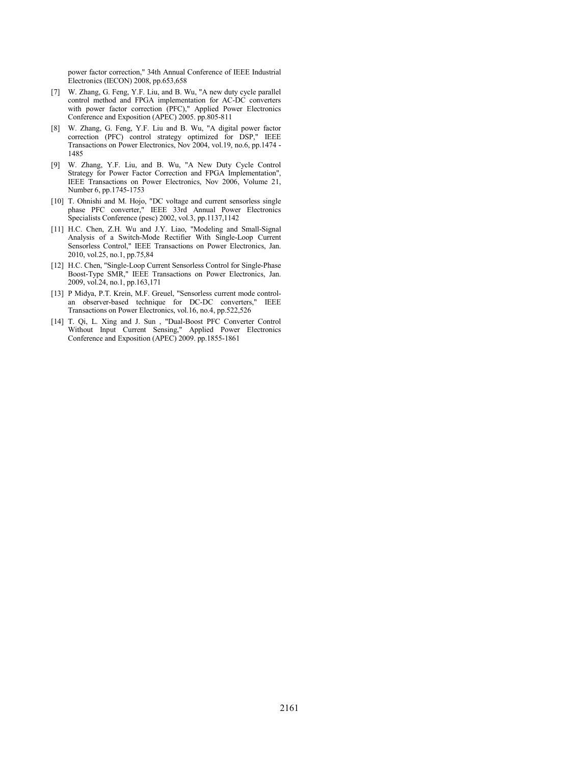power factor correction," 34th Annual Conference of IEEE Industrial Electronics (IECON) 2008, pp.653,658

[7] W. Zhang, G. Feng, Y.F. Liu, and B. Wu, "A new duty cycle parallel control method and FPGA implementation for AC-DC converters with power factor correction (PFC)," Applied Power Electronics Conference and Exposition (APEC) 2005. pp.805-811

[8] W. Zhang, G. Feng, Y.F. Liu and B. Wu, "A digital power factor correction (PFC) control strategy optimized for DSP," IEEE Transactions on Power Electronics, Nov 2004, vol.19, no.6, pp.1474 - 1485

[9] W. Zhang, Y.F. Liu, and B. Wu, "A New Duty Cycle Control Strategy for Power Factor Correction and FPGA Implementation", IEEE Transactions on Power Electronics, Nov 2006, Volume 21, Number 6, pp.1745-1753

[10] T. Ohnishi and M. Hojo, "DC voltage and current sensorless single phase PFC converter," IEEE 33rd Annual Power Electronics Specialists Conference (pesc) 2002, vol.3, pp.1137,1142

[11] H.C. Chen, Z.H. Wu and J.Y. Liao, "Modeling and Small-Signal Analysis of a Switch-Mode Rectifier With Single-Loop Current Sensorless Control," IEEE Transactions on Power Electronics, Jan. 2010, vol.25, no.1, pp.75,84

[12] H.C. Chen, "Single-Loop Current Sensorless Control for Single-Phase Boost-Type SMR," IEEE Transactions on Power Electronics, Jan. 2009, vol.24, no.1, pp.163,171

[13] P Midya, P.T. Krein, M.F. Greuel, "Sensorless current mode control-an observer-based technique for DC-DC converters," IEEE Transactions on Power Electronics, vol.16, no.4, pp.522,526

[14] T. Qi, L. Xing and J. Sun , "Dual-Boost PFC Converter Control Without Input Current Sensing," Applied Power Electronics Conference and Exposition (APEC) 2009. pp.1855-1861